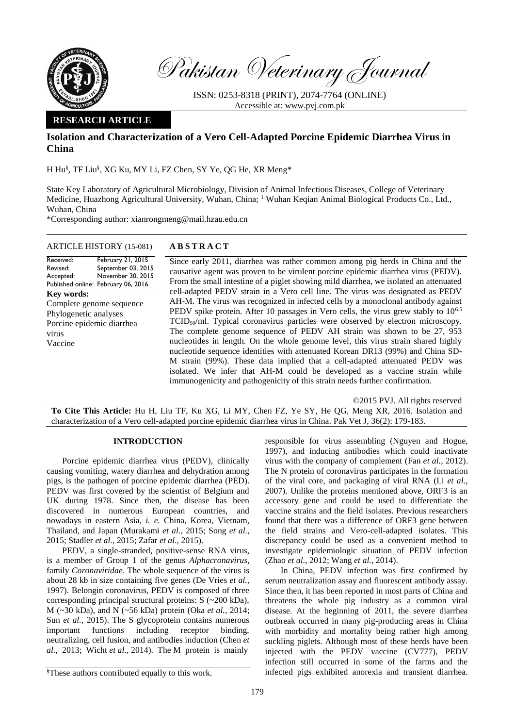Pakistan Veterinary Journal

ISSN: 0253-8318 (PRINT), 2074-7764 (ONLINE)
Accessible at: www.pvj.com.pk

**RESEARCH ARTICLE**

# Isolation and Characterization of a Vero Cell-Adapted Porcine Epidemic Diarrhea Virus in China

H Hu[§], TF Liu[§], XG Ku, MY Li, FZ Chen, SY Ye, QG He, XR Meng*

State Key Laboratory of Agricultural Microbiology, Division of Animal Infectious Diseases, College of Veterinary Medicine, Huazhong Agricultural University, Wuhan, China; [1] Wuhan Keqian Animal Biological Products Co., Ltd., Wuhan, China

*Corresponding author: xianrongmeng@mail.hzau.edu.cn

**ARTICLE HISTORY** (15-081)

Received: February 21, 2015
Revised: September 03, 2015
Accepted: November 30, 2015
Published online: February 06, 2016

**Key words:**
Complete genome sequence
Phylogenetic analyses
Porcine epidemic diarrhea virus
Vaccine

**ABSTRACT**

Since early 2011, diarrhea was rather common among pig herds in China and the causative agent was proven to be virulent porcine epidemic diarrhea virus (PEDV). From the small intestine of a piglet showing mild diarrhea, we isolated an attenuated cell-adapted PEDV strain in a Vero cell line. The virus was designated as PEDV AH-M. The virus was recognized in infected cells by a monoclonal antibody against PEDV spike protein. After 10 passages in Vero cells, the virus grew stably to $10^{6.5}$ $TCID_{50}$/ml. Typical coronavirus particles were observed by electron microscopy. The complete genome sequence of PEDV AH strain was shown to be 27, 953 nucleotides in length. On the whole genome level, this virus strain shared highly nucleotide sequence identities with attenuated Korean DR13 (99%) and China SD-M strain (99%). These data implied that a cell-adapted attenuated PEDV was isolated. We infer that AH-M could be developed as a vaccine strain while immunogenicity and pathogenicity of this strain needs further confirmation.

©2015 PVJ. All rights reserved

**To Cite This Article:** Hu H, Liu TF, Ku XG, Li MY, Chen FZ, Ye SY, He QG, Meng XR, 2016. Isolation and characterization of a Vero cell-adapted porcine epidemic diarrhea virus in China. Pak Vet J, 36(2): 179-183.

## INTRODUCTION

Porcine epidemic diarrhea virus (PEDV), clinically causing vomiting, watery diarrhea and dehydration among pigs, is the pathogen of porcine epidemic diarrhea (PED). PEDV was first covered by the scientist of Belgium and UK during 1978. Since then, the disease has been discovered in numerous European countries, and nowadays in eastern Asia, *i. e.* China, Korea, Vietnam, Thailand, and Japan (Murakami *et al.*, 2015; Song *et al.*, 2015; Stadler *et al.*, 2015; Zafar *et al.*, 2015).

PEDV, a single-stranded, positive-sense RNA virus, is a member of Group 1 of the genus *Alphacronavirus*, family *Coronaviridae*. The whole sequence of the virus is about 28 kb in size containing five genes (De Vries *et al.*, 1997). Belongin coronavirus, PEDV is composed of three corresponding principal structural proteins: S (~200 kDa), M (~30 kDa), and N (~56 kDa) protein (Oka *et al.*, 2014; Sun *et al.*, 2015). The S glycoprotein contains numerous important functions including receptor binding, neutralizing, cell fusion, and antibodies induction (Chen *et al.*, 2013; Wicht *et al.*, 2014). The M protein is mainly responsible for virus assembling (Nguyen and Hogue, 1997), and inducing antibodies which could inactivate virus with the company of complement (Fan *et al.*, 2012). The N protein of coronavirus participates in the formation of the viral core, and packaging of viral RNA (Li *et al.*, 2007). Unlike the proteins mentioned above, ORF3 is an accessory gene and could be used to differentiate the vaccine strains and the field isolates. Previous researchers found that there was a difference of ORF3 gene between the field strains and Vero-cell-adapted isolates. This discrepancy could be used as a convenient method to investigate epidemiologic situation of PEDV infection (Zhao *et al.*, 2012; Wang *et al.*, 2014).

In China, PEDV infection was first confirmed by serum neutralization assay and fluorescent antibody assay. Since then, it has been reported in most parts of China and threatens the whole pig industry as a common viral disease. At the beginning of 2011, the severe diarrhea outbreak occurred in many pig-producing areas in China with morbidity and mortality being rather high among suckling piglets. Although most of these herds have been injected with the PEDV vaccine (CV777), PEDV infection still occurred in some of the farms and the infected pigs exhibited anorexia and transient diarrhea.

[§]These authors contributed equally to this work.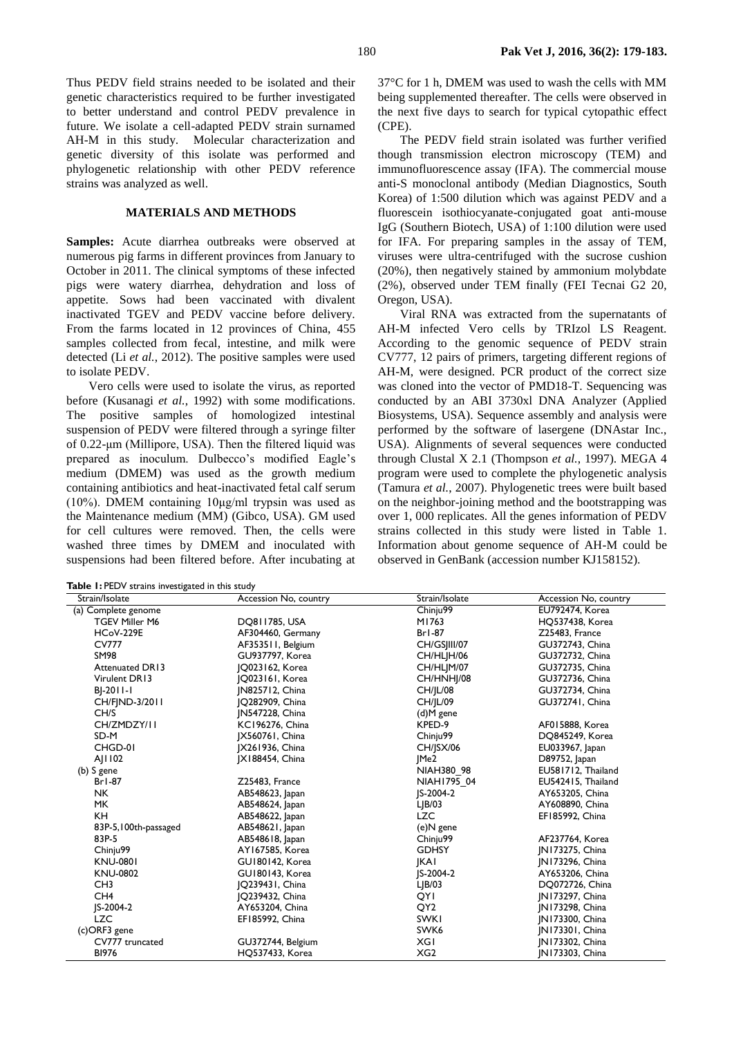Thus PEDV field strains needed to be isolated and their genetic characteristics required to be further investigated to better understand and control PEDV prevalence in future. We isolate a cell-adapted PEDV strain surnamed AH-M in this study. Molecular characterization and genetic diversity of this isolate was performed and phylogenetic relationship with other PEDV reference strains was analyzed as well.

## MATERIALS AND METHODS

**Samples:** Acute diarrhea outbreaks were observed at numerous pig farms in different provinces from January to October in 2011. The clinical symptoms of these infected pigs were watery diarrhea, dehydration and loss of appetite. Sows had been vaccinated with divalent inactivated TGEV and PEDV vaccine before delivery. From the farms located in 12 provinces of China, 455 samples collected from fecal, intestine, and milk were detected (Li *et al.,* 2012). The positive samples were used to isolate PEDV.

Vero cells were used to isolate the virus, as reported before (Kusanagi *et al.*, 1992) with some modifications. The positive samples of homologized intestinal suspension of PEDV were filtered through a syringe filter of 0.22-μm (Millipore, USA). Then the filtered liquid was prepared as inoculum. Dulbecco's modified Eagle's medium (DMEM) was used as the growth medium containing antibiotics and heat-inactivated fetal calf serum (10%). DMEM containing 10μg/ml trypsin was used as the Maintenance medium (MM) (Gibco, USA). GM used for cell cultures were removed. Then, the cells were washed three times by DMEM and inoculated with suspensions had been filtered before. After incubating at 37°C for 1 h, DMEM was used to wash the cells with MM being supplemented thereafter. The cells were observed in the next five days to search for typical cytopathic effect (CPE).

The PEDV field strain isolated was further verified though transmission electron microscopy (TEM) and immunofluorescence assay (IFA). The commercial mouse anti-S monoclonal antibody (Median Diagnostics, South Korea) of 1:500 dilution which was against PEDV and a fluorescein isothiocyanate-conjugated goat anti-mouse IgG (Southern Biotech, USA) of 1:100 dilution were used for IFA. For preparing samples in the assay of TEM, viruses were ultra-centrifuged with the sucrose cushion (20%), then negatively stained by ammonium molybdate (2%), observed under TEM finally (FEI Tecnai G2 20, Oregon, USA).

Viral RNA was extracted from the supernatants of AH-M infected Vero cells by TRIzol LS Reagent. According to the genomic sequence of PEDV strain CV777, 12 pairs of primers, targeting different regions of AH-M, were designed. PCR product of the correct size was cloned into the vector of PMD18-T. Sequencing was conducted by an ABI 3730xl DNA Analyzer (Applied Biosystems, USA). Sequence assembly and analysis were performed by the software of lasergene (DNAstar Inc., USA). Alignments of several sequences were conducted through Clustal X 2.1 (Thompson *et al.*, 1997). MEGA 4 program were used to complete the phylogenetic analysis (Tamura *et al.*, 2007). Phylogenetic trees were built based on the neighbor-joining method and the bootstrapping was over 1, 000 replicates. All the genes information of PEDV strains collected in this study were listed in Table 1. Information about genome sequence of AH-M could be observed in GenBank (accession number KJ158152).

**Table 1:** PEDV strains investigated in this study

| Strain/Isolate | Accession No, country | Strain/Isolate | Accession No, country |
|---|---|---|---|
| (a) Complete genome | | Chinju99 | EU792474, Korea |
| TGEV Miller M6 | DQ811785, USA | M1763 | HQ537438, Korea |
| HCoV-229E | AF304460, Germany | Br1-87 | Z25483, France |
| CV777 | AF353511, Belgium | CH/GSJIII/07 | GU372743, China |
| SM98 | GU937797, Korea | CH/HLJH/06 | GU372732, China |
| Attenuated DR13 | JQ023162, Korea | CH/HLJM/07 | GU372735, China |
| Virulent DR13 | JQ023161, Korea | CH/HNHJ/08 | GU372736, China |
| BJ-2011-1 | JN825712, China | CH/JL/08 | GU372734, China |
| CH/FJND-3/2011 | JQ282909, China | CH/JL/09 | GU372741, China |
| CH/S | JN547228, China | (d)M gene | |
| CH/ZMDZY/11 | KC196276, China | KPED-9 | AF015888, Korea |
| SD-M | JX560761, China | Chinju99 | DQ845249, Korea |
| CHGD-01 | JX261936, China | CH/JSX/06 | EU033967, Japan |
| AJ1102 | JX188454, China | JMe2 | D89752, Japan |
| (b) S gene | | NIAH380_98 | EU581712, Thailand |
| Br1-87 | Z25483, France | NIAH1795_04 | EU542415, Thailand |
| NK | AB548623, Japan | JS-2004-2 | AY653205, China |
| MK | AB548624, Japan | LJB/03 | AY608890, China |
| KH | AB548622, Japan | LZC | EF185992, China |
| 83P-5,100th-passaged | AB548621, Japan | (e)N gene | |
| 83P-5 | AB548618, Japan | Chinju99 | AF237764, Korea |
| Chinju99 | AY167585, Korea | GDHSY | JN173275, China |
| KNU-0801 | GU180142, Korea | JKA1 | JN173296, China |
| KNU-0802 | GU180143, Korea | JS-2004-2 | AY653206, China |
| CH3 | JQ239431, China | LJB/03 | DQ072726, China |
| CH4 | JQ239432, China | QY1 | JN173297, China |
| JS-2004-2 | AY653204, China | QY2 | JN173298, China |
| LZC | EF185992, China | SWK1 | JN173300, China |
| (c)ORF3 gene | | SWK6 | JN173301, China |
| CV777 truncated | GU372744, Belgium | XG1 | JN173302, China |
| BI976 | HQ537433, Korea | XG2 | JN173303, China |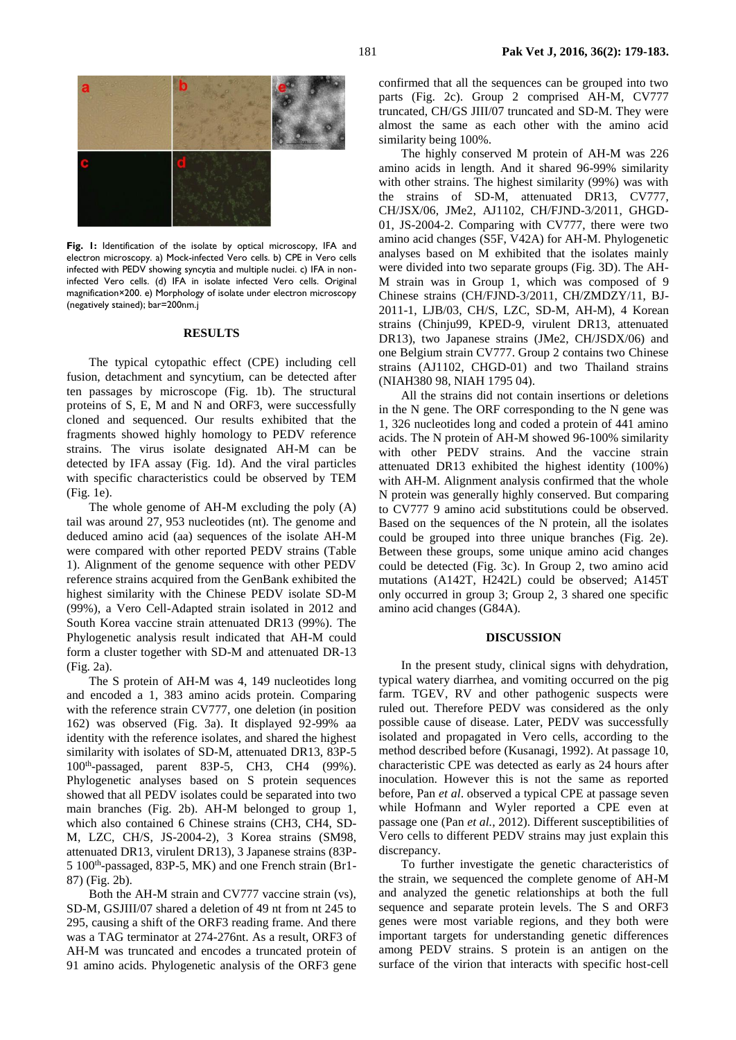**Fig. 1:** Identification of the isolate by optical microscopy, IFA and electron microscopy. a) Mock-infected Vero cells. b) CPE in Vero cells infected with PEDV showing syncytia and multiple nuclei. c) IFA in non-infected Vero cells. (d) IFA in isolate infected Vero cells. Original magnification×200. e) Morphology of isolate under electron microscopy (negatively stained); bar=200nm.j

## RESULTS

The typical cytopathic effect (CPE) including cell fusion, detachment and syncytium, can be detected after ten passages by microscope (Fig. 1b). The structural proteins of S, E, M and N and ORF3, were successfully cloned and sequenced. Our results exhibited that the fragments showed highly homology to PEDV reference strains. The virus isolate designated AH-M can be detected by IFA assay (Fig. 1d). And the viral particles with specific characteristics could be observed by TEM (Fig. 1e).

The whole genome of AH-M excluding the poly (A) tail was around 27, 953 nucleotides (nt). The genome and deduced amino acid (aa) sequences of the isolate AH-M were compared with other reported PEDV strains (Table 1). Alignment of the genome sequence with other PEDV reference strains acquired from the GenBank exhibited the highest similarity with the Chinese PEDV isolate SD-M (99%), a Vero Cell-Adapted strain isolated in 2012 and South Korea vaccine strain attenuated DR13 (99%). The Phylogenetic analysis result indicated that AH-M could form a cluster together with SD-M and attenuated DR-13 (Fig. 2a).

The S protein of AH-M was 4, 149 nucleotides long and encoded a 1, 383 amino acids protein. Comparing with the reference strain CV777, one deletion (in position 162) was observed (Fig. 3a). It displayed 92-99% aa identity with the reference isolates, and shared the highest similarity with isolates of SD-M, attenuated DR13, 83P-5 $100^{th}$-passaged, parent 83P-5, CH3, CH4 (99%). Phylogenetic analyses based on S protein sequences showed that all PEDV isolates could be separated into two main branches (Fig. 2b). AH-M belonged to group 1, which also contained 6 Chinese strains (CH3, CH4, SD-M, LZC, CH/S, JS-2004-2), 3 Korea strains (SM98, attenuated DR13, virulent DR13), 3 Japanese strains (83P-5 $100^{th}$-passaged, 83P-5, MK) and one French strain (Br1-87) (Fig. 2b).

Both the AH-M strain and CV777 vaccine strain (vs), SD-M, GSJIII/07 shared a deletion of 49 nt from nt 245 to 295, causing a shift of the ORF3 reading frame. And there was a TAG terminator at 274-276nt. As a result, ORF3 of AH-M was truncated and encodes a truncated protein of 91 amino acids. Phylogenetic analysis of the ORF3 gene confirmed that all the sequences can be grouped into two parts (Fig. 2c). Group 2 comprised AH-M, CV777 truncated, CH/GS JIII/07 truncated and SD-M. They were almost the same as each other with the amino acid similarity being 100%.

The highly conserved M protein of AH-M was 226 amino acids in length. And it shared 96-99% similarity with other strains. The highest similarity (99%) was with the strains of SD-M, attenuated DR13, CV777, CH/JSX/06, JMe2, AJ1102, CH/FJND-3/2011, GHGD-01, JS-2004-2. Comparing with CV777, there were two amino acid changes (S5F, V42A) for AH-M. Phylogenetic analyses based on M exhibited that the isolates mainly were divided into two separate groups (Fig. 3D). The AH-M strain was in Group 1, which was composed of 9 Chinese strains (CH/FJND-3/2011, CH/ZMDZY/11, BJ-2011-1, LJB/03, CH/S, LZC, SD-M, AH-M), 4 Korean strains (Chinju99, KPED-9, virulent DR13, attenuated DR13), two Japanese strains (JMe2, CH/JSDX/06) and one Belgium strain CV777. Group 2 contains two Chinese strains (AJ1102, CHGD-01) and two Thailand strains (NIAH380 98, NIAH 1795 04).

All the strains did not contain insertions or deletions in the N gene. The ORF corresponding to the N gene was 1, 326 nucleotides long and coded a protein of 441 amino acids. The N protein of AH-M showed 96-100% similarity with other PEDV strains. And the vaccine strain attenuated DR13 exhibited the highest identity (100%) with AH-M. Alignment analysis confirmed that the whole N protein was generally highly conserved. But comparing to CV777 9 amino acid substitutions could be observed. Based on the sequences of the N protein, all the isolates could be grouped into three unique branches (Fig. 2e). Between these groups, some unique amino acid changes could be detected (Fig. 3c). In Group 2, two amino acid mutations (A142T, H242L) could be observed; A145T only occurred in group 3; Group 2, 3 shared one specific amino acid changes (G84A).

## DISCUSSION

In the present study, clinical signs with dehydration, typical watery diarrhea, and vomiting occurred on the pig farm. TGEV, RV and other pathogenic suspects were ruled out. Therefore PEDV was considered as the only possible cause of disease. Later, PEDV was successfully isolated and propagated in Vero cells, according to the method described before (Kusanagi, 1992). At passage 10, characteristic CPE was detected as early as 24 hours after inoculation. However this is not the same as reported before, Pan *et al*. observed a typical CPE at passage seven while Hofmann and Wyler reported a CPE even at passage one (Pan *et al.*, 2012). Different susceptibilities of Vero cells to different PEDV strains may just explain this discrepancy.

To further investigate the genetic characteristics of the strain, we sequenced the complete genome of AH-M and analyzed the genetic relationships at both the full sequence and separate protein levels. The S and ORF3 genes were most variable regions, and they both were important targets for understanding genetic differences among PEDV strains. S protein is an antigen on the surface of the virion that interacts with specific host-cell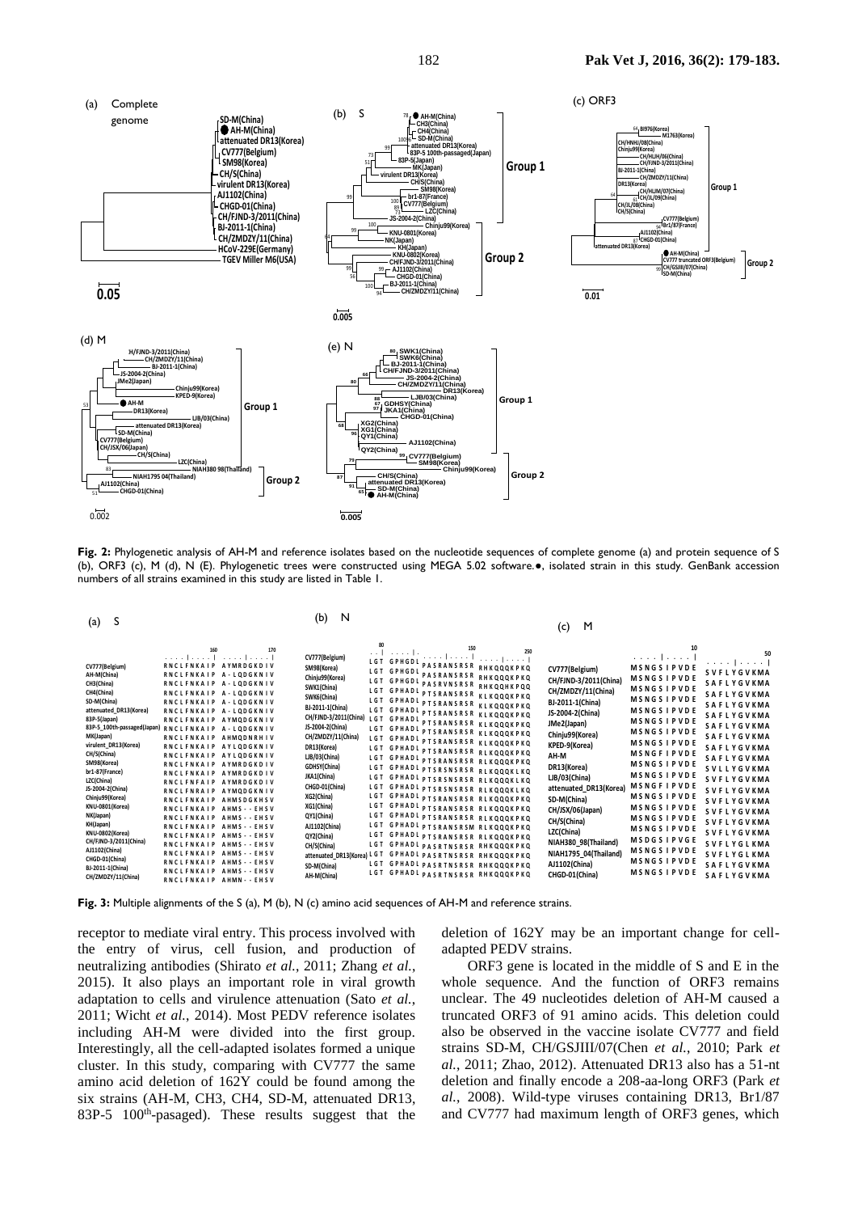**Fig. 2:** Phylogenetic analysis of AH-M and reference isolates based on the nucleotide sequences of complete genome (a) and protein sequence of S (b), ORF3 (c), M (d), N (E). Phylogenetic trees were constructed using MEGA 5.02 software.●, isolated strain in this study. GenBank accession numbers of all strains examined in this study are listed in Table 1.

**Fig. 3:** Multiple alignments of the S (a), M (b), N (c) amino acid sequences of AH-M and reference strains.

receptor to mediate viral entry. This process involved with the entry of virus, cell fusion, and production of neutralizing antibodies (Shirato *et al.*, 2011; Zhang *et al.*, 2015). It also plays an important role in viral growth adaptation to cells and virulence attenuation (Sato *et al.*, 2011; Wicht *et al.*, 2014). Most PEDV reference isolates including AH-M were divided into the first group. Interestingly, all the cell-adapted isolates formed a unique cluster. In this study, comparing with CV777 the same amino acid deletion of 162Y could be found among the six strains (AH-M, CH3, CH4, SD-M, attenuated DR13, 83P-5 100th-pasaged). These results suggest that the deletion of 162Y may be an important change for cell-adapted PEDV strains.

ORF3 gene is located in the middle of S and E in the whole sequence. And the function of ORF3 remains unclear. The 49 nucleotides deletion of AH-M caused a truncated ORF3 of 91 amino acids. This deletion could also be observed in the vaccine isolate CV777 and field strains SD-M, CH/GSJIII/07(Chen *et al.*, 2010; Park *et al.*, 2011; Zhao, 2012). Attenuated DR13 also has a 51-nt deletion and finally encode a 208-aa-long ORF3 (Park *et al.*, 2008). Wild-type viruses containing DR13, Br1/87 and CV777 had maximum length of ORF3 genes, which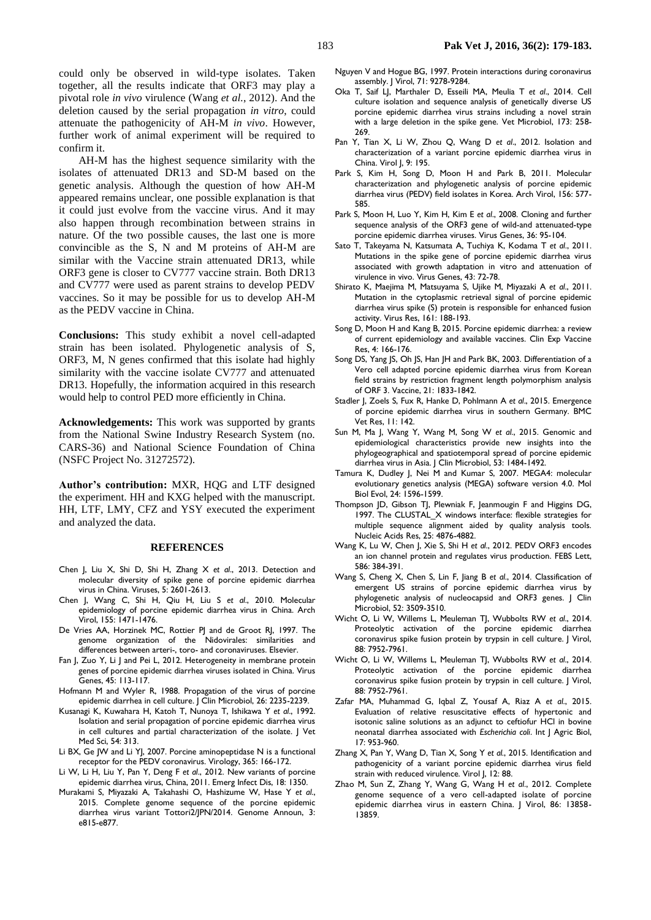could only be observed in wild-type isolates. Taken together, all the results indicate that ORF3 may play a pivotal role *in vivo* virulence (Wang *et al.*, 2012). And the deletion caused by the serial propagation *in vitro*, could attenuate the pathogenicity of AH-M *in vivo*. However, further work of animal experiment will be required to confirm it.

AH-M has the highest sequence similarity with the isolates of attenuated DR13 and SD-M based on the genetic analysis. Although the question of how AH-M appeared remains unclear, one possible explanation is that it could just evolve from the vaccine virus. And it may also happen through recombination between strains in nature. Of the two possible causes, the last one is more convincible as the S, N and M proteins of AH-M are similar with the Vaccine strain attenuated DR13, while ORF3 gene is closer to CV777 vaccine strain. Both DR13 and CV777 were used as parent strains to develop PEDV vaccines. So it may be possible for us to develop AH-M as the PEDV vaccine in China.

**Conclusions:** This study exhibit a novel cell-adapted strain has been isolated. Phylogenetic analysis of S, ORF3, M, N genes confirmed that this isolate had highly similarity with the vaccine isolate CV777 and attenuated DR13. Hopefully, the information acquired in this research would help to control PED more efficiently in China.

**Acknowledgements:** This work was supported by grants from the National Swine Industry Research System (no. CARS-36) and National Science Foundation of China (NSFC Project No. 31272572).

**Author's contribution:** MXR, HQG and LTF designed the experiment. HH and KXG helped with the manuscript. HH, LTF, LMY, CFZ and YSY executed the experiment and analyzed the data.

## REFERENCES

Chen J, Liu X, Shi D, Shi H, Zhang X *et al.*, 2013. Detection and molecular diversity of spike gene of porcine epidemic diarrhea virus in China. Viruses, 5: 2601-2613.

Chen J, Wang C, Shi H, Qiu H, Liu S *et al.*, 2010. Molecular epidemiology of porcine epidemic diarrhea virus in China. Arch Virol, 155: 1471-1476.

De Vries AA, Horzinek MC, Rottier PJ and de Groot RJ, 1997. The genome organization of the Nidovirales: similarities and differences between arteri-, toro- and coronaviruses. Elsevier.

Fan J, Zuo Y, Li J and Pei L, 2012. Heterogeneity in membrane protein genes of porcine epidemic diarrhea viruses isolated in China. Virus Genes, 45: 113-117.

Hofmann M and Wyler R, 1988. Propagation of the virus of porcine epidemic diarrhea in cell culture. J Clin Microbiol, 26: 2235-2239.

Kusanagi K, Kuwahara H, Katoh T, Nunoya T, Ishikawa Y *et al.*, 1992. Isolation and serial propagation of porcine epidemic diarrhea virus in cell cultures and partial characterization of the isolate. J Vet Med Sci, 54: 313.

Li BX, Ge JW and Li YJ, 2007. Porcine aminopeptidase N is a functional receptor for the PEDV coronavirus. Virology, 365: 166-172.

Li W, Li H, Liu Y, Pan Y, Deng F *et al.*, 2012. New variants of porcine epidemic diarrhea virus, China, 2011. Emerg Infect Dis, 18: 1350.

Murakami S, Miyazaki A, Takahashi O, Hashizume W, Hase Y *et al.*, 2015. Complete genome sequence of the porcine epidemic diarrhea virus variant Tottori2/JPN/2014. Genome Announ, 3: e815-e877.

Nguyen V and Hogue BG, 1997. Protein interactions during coronavirus assembly. J Virol, 71: 9278-9284.

Oka T, Saif LJ, Marthaler D, Esseili MA, Meulia T *et al.*, 2014. Cell culture isolation and sequence analysis of genetically diverse US porcine epidemic diarrhea virus strains including a novel strain with a large deletion in the spike gene. Vet Microbiol, 173: 258-269.

Pan Y, Tian X, Li W, Zhou Q, Wang D *et al.*, 2012. Isolation and characterization of a variant porcine epidemic diarrhea virus in China. Virol J, 9: 195.

Park S, Kim H, Song D, Moon H and Park B, 2011. Molecular characterization and phylogenetic analysis of porcine epidemic diarrhea virus (PEDV) field isolates in Korea. Arch Virol, 156: 577-585.

Park S, Moon H, Luo Y, Kim H, Kim E *et al.*, 2008. Cloning and further sequence analysis of the ORF3 gene of wild-and attenuated-type porcine epidemic diarrhea viruses. Virus Genes, 36: 95-104.

Sato T, Takeyama N, Katsumata A, Tuchiya K, Kodama T *et al.*, 2011. Mutations in the spike gene of porcine epidemic diarrhea virus associated with growth adaptation in vitro and attenuation of virulence in vivo. Virus Genes, 43: 72-78.

Shirato K, Maejima M, Matsuyama S, Ujike M, Miyazaki A *et al.*, 2011. Mutation in the cytoplasmic retrieval signal of porcine epidemic diarrhea virus spike (S) protein is responsible for enhanced fusion activity. Virus Res, 161: 188-193.

Song D, Moon H and Kang B, 2015. Porcine epidemic diarrhea: a review of current epidemiology and available vaccines. Clin Exp Vaccine Res, 4: 166-176.

Song DS, Yang JS, Oh JS, Han JH and Park BK, 2003. Differentiation of a Vero cell adapted porcine epidemic diarrhea virus from Korean field strains by restriction fragment length polymorphism analysis of ORF 3. Vaccine, 21: 1833-1842.

Stadler J, Zoels S, Fux R, Hanke D, Pohlmann A *et al.*, 2015. Emergence of porcine epidemic diarrhea virus in southern Germany. BMC Vet Res, 11: 142.

Sun M, Ma J, Wang Y, Wang M, Song W *et al.*, 2015. Genomic and epidemiological characteristics provide new insights into the phylogeographical and spatiotemporal spread of porcine epidemic diarrhea virus in Asia. J Clin Microbiol, 53: 1484-1492.

Tamura K, Dudley J, Nei M and Kumar S, 2007. MEGA4: molecular evolutionary genetics analysis (MEGA) software version 4.0. Mol Biol Evol, 24: 1596-1599.

Thompson JD, Gibson TJ, Plewniak F, Jeanmougin F and Higgins DG, 1997. The CLUSTAL_X windows interface: flexible strategies for multiple sequence alignment aided by quality analysis tools. Nucleic Acids Res, 25: 4876-4882.

Wang K, Lu W, Chen J, Xie S, Shi H *et al.*, 2012. PEDV ORF3 encodes an ion channel protein and regulates virus production. FEBS Lett, 586: 384-391.

Wang S, Cheng X, Chen S, Lin F, Jiang B *et al.*, 2014. Classification of emergent US strains of porcine epidemic diarrhea virus by phylogenetic analysis of nucleocapsid and ORF3 genes. J Clin Microbiol, 52: 3509-3510.

Wicht O, Li W, Willems L, Meuleman TJ, Wubbolts RW *et al.*, 2014. Proteolytic activation of the porcine epidemic diarrhea coronavirus spike fusion protein by trypsin in cell culture. J Virol, 88: 7952-7961.

Wicht O, Li W, Willems L, Meuleman TJ, Wubbolts RW *et al.*, 2014. Proteolytic activation of the porcine epidemic diarrhea coronavirus spike fusion protein by trypsin in cell culture. J Virol, 88: 7952-7961.

Zafar MA, Muhammad G, Iqbal Z, Yousaf A, Riaz A *et al.*, 2015. Evaluation of relative resuscitative effects of hypertonic and isotonic saline solutions as an adjunct to ceftiofur HCl in bovine neonatal diarrhea associated with *Escherichia coli*. Int J Agric Biol, 17: 953-960.

Zhang X, Pan Y, Wang D, Tian X, Song Y *et al.*, 2015. Identification and pathogenicity of a variant porcine epidemic diarrhea virus field strain with reduced virulence. Virol J, 12: 88.

Zhao M, Sun Z, Zhang Y, Wang G, Wang H *et al.*, 2012. Complete genome sequence of a vero cell-adapted isolate of porcine epidemic diarrhea virus in eastern China. J Virol, 86: 13858-13859.